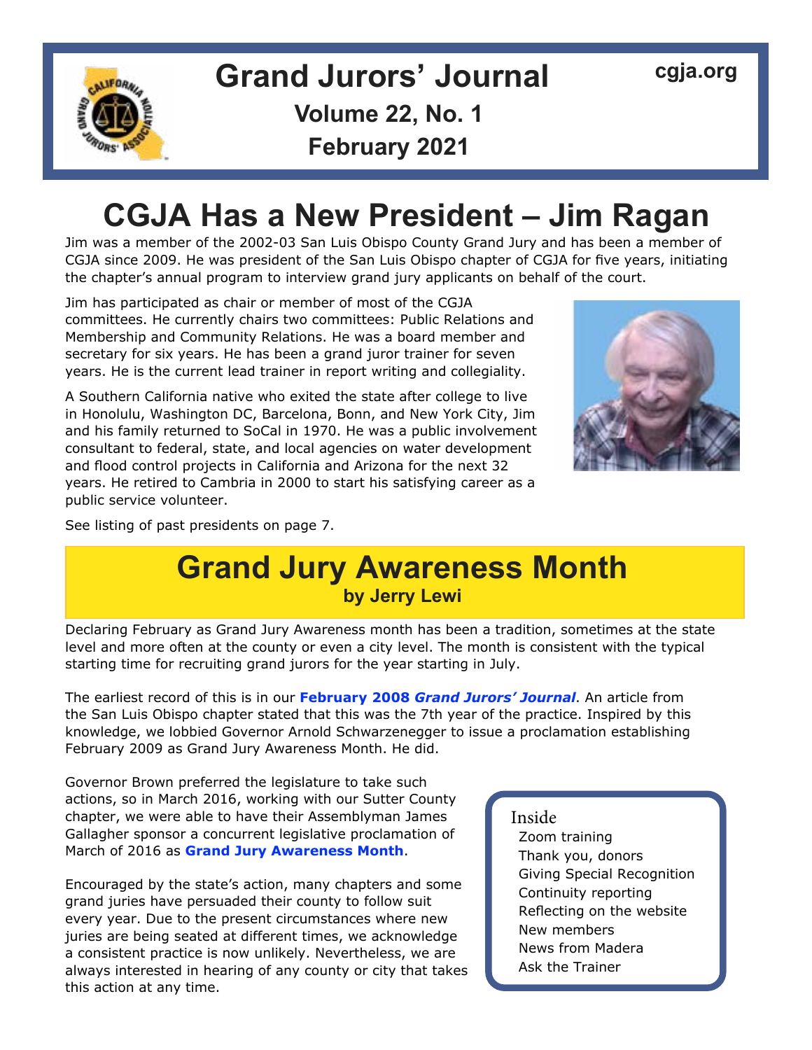# Grand Jurors' Journal

cgja.org

**Volume 22, No. 1**

**February 2021**

# CGJA Has a New President – Jim Ragan

Jim was a member of the 2002-03 San Luis Obispo County Grand Jury and has been a member of CGJA since 2009. He was president of the San Luis Obispo chapter of CGJA for five years, initiating the chapter's annual program to interview grand jury applicants on behalf of the court.

Jim has participated as chair or member of most of the CGJA committees. He currently chairs two committees: Public Relations and Membership and Community Relations. He was a board member and secretary for six years. He has been a grand juror trainer for seven years. He is the current lead trainer in report writing and collegiality.

A Southern California native who exited the state after college to live in Honolulu, Washington DC, Barcelona, Bonn, and New York City, Jim and his family returned to SoCal in 1970. He was a public involvement consultant to federal, state, and local agencies on water development and flood control projects in California and Arizona for the next 32 years. He retired to Cambria in 2000 to start his satisfying career as a public service volunteer.

See listing of past presidents on page 7.

# Grand Jury Awareness Month

**by Jerry Lewi**

Declaring February as Grand Jury Awareness month has been a tradition, sometimes at the state level and more often at the county or even a city level. The month is consistent with the typical starting time for recruiting grand jurors for the year starting in July.

The earliest record of this is in our **February 2008 *Grand Jurors' Journal***. An article from the San Luis Obispo chapter stated that this was the 7th year of the practice. Inspired by this knowledge, we lobbied Governor Arnold Schwarzenegger to issue a proclamation establishing February 2009 as Grand Jury Awareness Month. He did.

Governor Brown preferred the legislature to take such actions, so in March 2016, working with our Sutter County chapter, we were able to have their Assemblyman James Gallagher sponsor a concurrent legislative proclamation of March of 2016 as **Grand Jury Awareness Month**.

Encouraged by the state's action, many chapters and some grand juries have persuaded their county to follow suit every year. Due to the present circumstances where new juries are being seated at different times, we acknowledge a consistent practice is now unlikely. Nevertheless, we are always interested in hearing of any county or city that takes this action at any time.

**Inside**

- Zoom training
- Thank you, donors
- Giving Special Recognition
- Continuity reporting
- Reflecting on the website
- New members
- News from Madera
- Ask the Trainer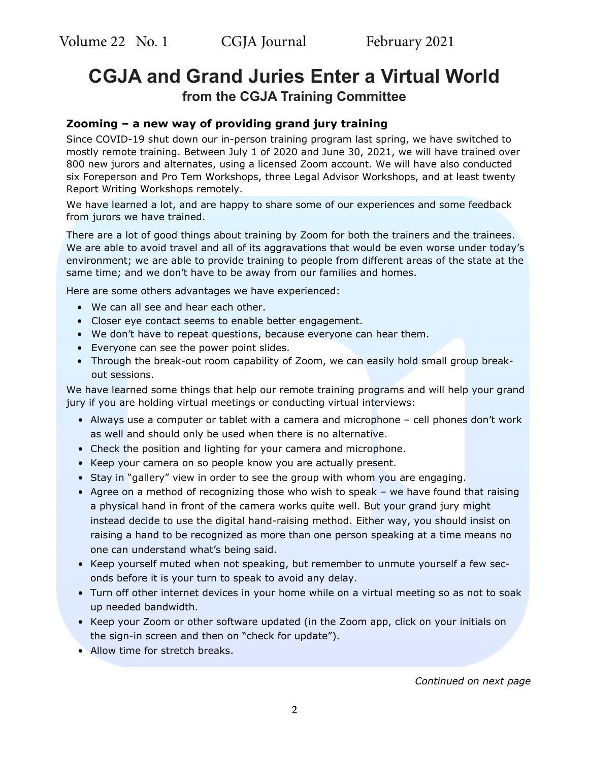# CGJA and Grand Juries Enter a Virtual World

### from the CGJA Training Committee

**Zooming – a new way of providing grand jury training**

Since COVID-19 shut down our in-person training program last spring, we have switched to mostly remote training. Between July 1 of 2020 and June 30, 2021, we will have trained over 800 new jurors and alternates, using a licensed Zoom account. We will have also conducted six Foreperson and Pro Tem Workshops, three Legal Advisor Workshops, and at least twenty Report Writing Workshops remotely.

We have learned a lot, and are happy to share some of our experiences and some feedback from jurors we have trained.

There are a lot of good things about training by Zoom for both the trainers and the trainees. We are able to avoid travel and all of its aggravations that would be even worse under today's environment; we are able to provide training to people from different areas of the state at the same time; and we don't have to be away from our families and homes.

Here are some others advantages we have experienced:

- We can all see and hear each other.
- Closer eye contact seems to enable better engagement.
- We don't have to repeat questions, because everyone can hear them.
- Everyone can see the power point slides.
- Through the break-out room capability of Zoom, we can easily hold small group break-out sessions.

We have learned some things that help our remote training programs and will help your grand jury if you are holding virtual meetings or conducting virtual interviews:

- Always use a computer or tablet with a camera and microphone – cell phones don't work as well and should only be used when there is no alternative.
- Check the position and lighting for your camera and microphone.
- Keep your camera on so people know you are actually present.
- Stay in "gallery" view in order to see the group with whom you are engaging.
- Agree on a method of recognizing those who wish to speak – we have found that raising a physical hand in front of the camera works quite well. But your grand jury might instead decide to use the digital hand-raising method. Either way, you should insist on raising a hand to be recognized as more than one person speaking at a time means no one can understand what's being said.
- Keep yourself muted when not speaking, but remember to unmute yourself a few seconds before it is your turn to speak to avoid any delay.
- Turn off other internet devices in your home while on a virtual meeting so as not to soak up needed bandwidth.
- Keep your Zoom or other software updated (in the Zoom app, click on your initials on the sign-in screen and then on "check for update").
- Allow time for stretch breaks.

*Continued on next page*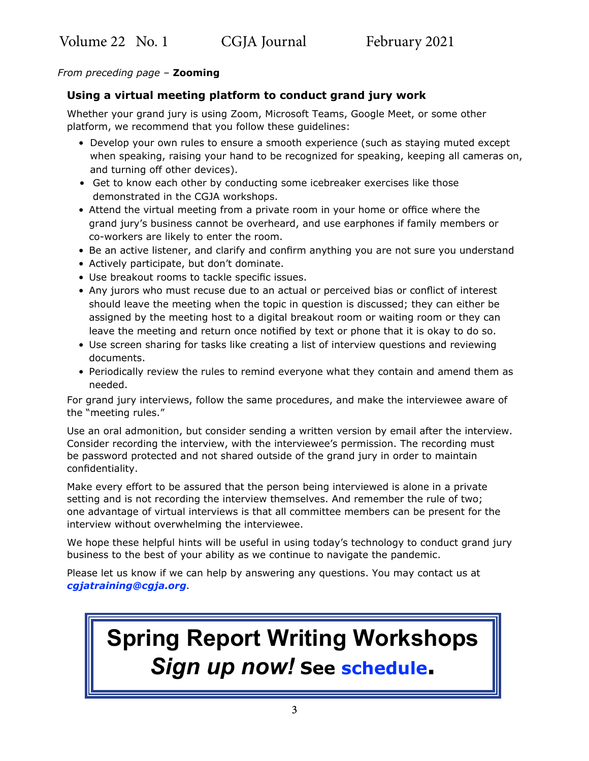*From preceding page* – **Zooming**

### Using a virtual meeting platform to conduct grand jury work

Whether your grand jury is using Zoom, Microsoft Teams, Google Meet, or some other platform, we recommend that you follow these guidelines:

- Develop your own rules to ensure a smooth experience (such as staying muted except when speaking, raising your hand to be recognized for speaking, keeping all cameras on, and turning off other devices).
- Get to know each other by conducting some icebreaker exercises like those demonstrated in the CGJA workshops.
- Attend the virtual meeting from a private room in your home or office where the grand jury's business cannot be overheard, and use earphones if family members or co-workers are likely to enter the room.
- Be an active listener, and clarify and confirm anything you are not sure you understand
- Actively participate, but don't dominate.
- Use breakout rooms to tackle specific issues.
- Any jurors who must recuse due to an actual or perceived bias or conflict of interest should leave the meeting when the topic in question is discussed; they can either be assigned by the meeting host to a digital breakout room or waiting room or they can leave the meeting and return once notified by text or phone that it is okay to do so.
- Use screen sharing for tasks like creating a list of interview questions and reviewing documents.
- Periodically review the rules to remind everyone what they contain and amend them as needed.

For grand jury interviews, follow the same procedures, and make the interviewee aware of the "meeting rules."

Use an oral admonition, but consider sending a written version by email after the interview. Consider recording the interview, with the interviewee's permission. The recording must be password protected and not shared outside of the grand jury in order to maintain confidentiality.

Make every effort to be assured that the person being interviewed is alone in a private setting and is not recording the interview themselves. And remember the rule of two; one advantage of virtual interviews is that all committee members can be present for the interview without overwhelming the interviewee.

We hope these helpful hints will be useful in using today's technology to conduct grand jury business to the best of your ability as we continue to navigate the pandemic.

Please let us know if we can help by answering any questions. You may contact us at ***cgjatraining@cgja.org***.

## Spring Report Writing Workshops

## *Sign up now!* See schedule.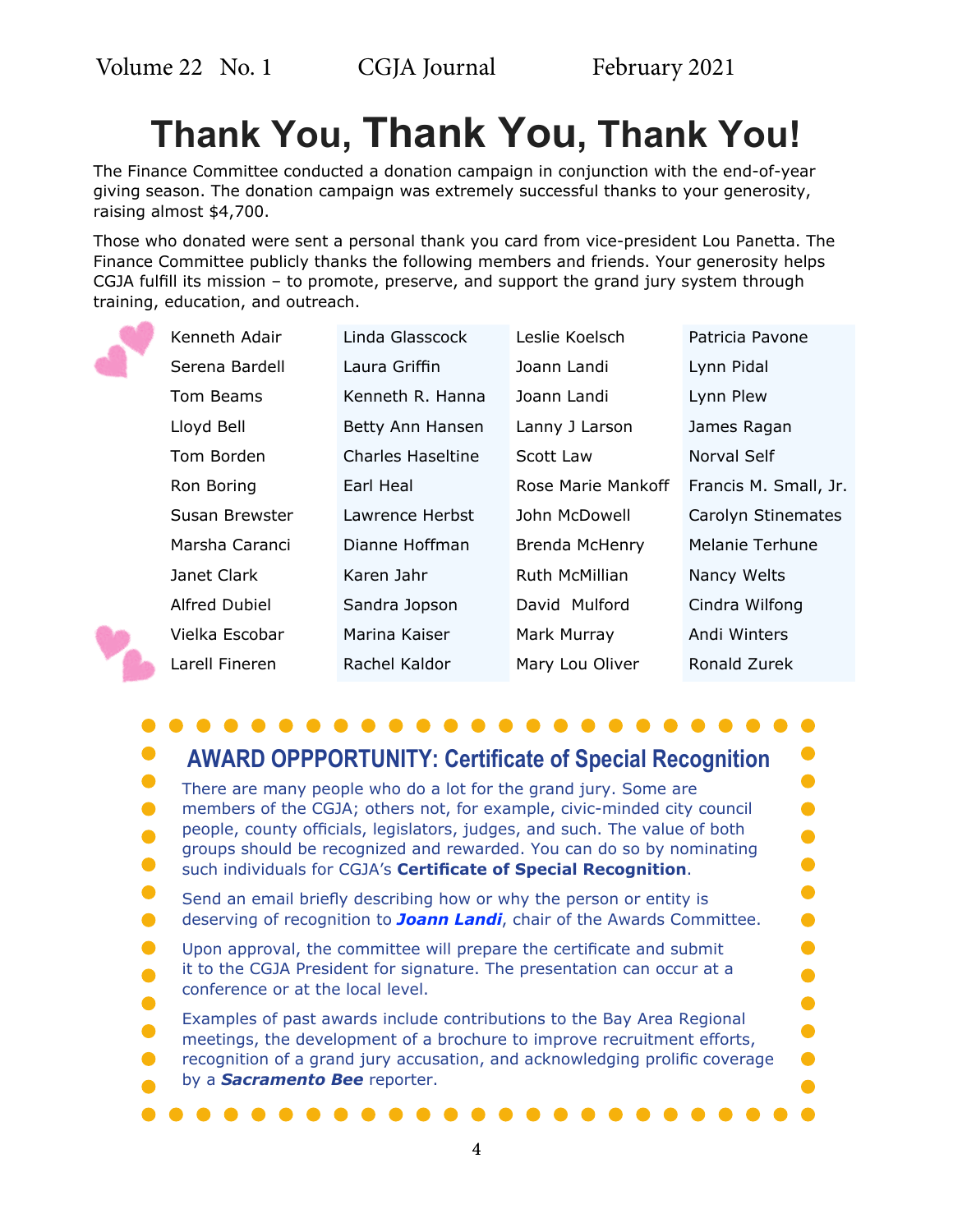# Thank You, Thank You, Thank You!

The Finance Committee conducted a donation campaign in conjunction with the end-of-year giving season. The donation campaign was extremely successful thanks to your generosity, raising almost $4,700.

Those who donated were sent a personal thank you card from vice-president Lou Panetta. The Finance Committee publicly thanks the following members and friends. Your generosity helps CGJA fulfill its mission – to promote, preserve, and support the grand jury system through training, education, and outreach.

| | | | |
|---|---|---|---|
| Kenneth Adair | Linda Glasscock | Leslie Koelsch | Patricia Pavone |
| Serena Bardell | Laura Griffin | Joann Landi | Lynn Pidal |
| Tom Beams | Kenneth R. Hanna | Joann Landi | Lynn Plew |
| Lloyd Bell | Betty Ann Hansen | Lanny J Larson | James Ragan |
| Tom Borden | Charles Haseltine | Scott Law | Norval Self |
| Ron Boring | Earl Heal | Rose Marie Mankoff | Francis M. Small, Jr. |
| Susan Brewster | Lawrence Herbst | John McDowell | Carolyn Stinemates |
| Marsha Caranci | Dianne Hoffman | Brenda McHenry | Melanie Terhune |
| Janet Clark | Karen Jahr | Ruth McMillian | Nancy Welts |
| Alfred Dubiel | Sandra Jopson | David Mulford | Cindra Wilfong |
| Vielka Escobar | Marina Kaiser | Mark Murray | Andi Winters |
| Larell Fineren | Rachel Kaldor | Mary Lou Oliver | Ronald Zurek |

## AWARD OPPPORTUNITY: Certificate of Special Recognition

There are many people who do a lot for the grand jury. Some are members of the CGJA; others not, for example, civic-minded city council people, county officials, legislators, judges, and such. The value of both groups should be recognized and rewarded. You can do so by nominating such individuals for CGJA's **Certificate of Special Recognition**.

Send an email briefly describing how or why the person or entity is deserving of recognition to ***Joann Landi***, chair of the Awards Committee.

Upon approval, the committee will prepare the certificate and submit it to the CGJA President for signature. The presentation can occur at a conference or at the local level.

Examples of past awards include contributions to the Bay Area Regional meetings, the development of a brochure to improve recruitment efforts, recognition of a grand jury accusation, and acknowledging prolific coverage by a ***Sacramento Bee*** reporter.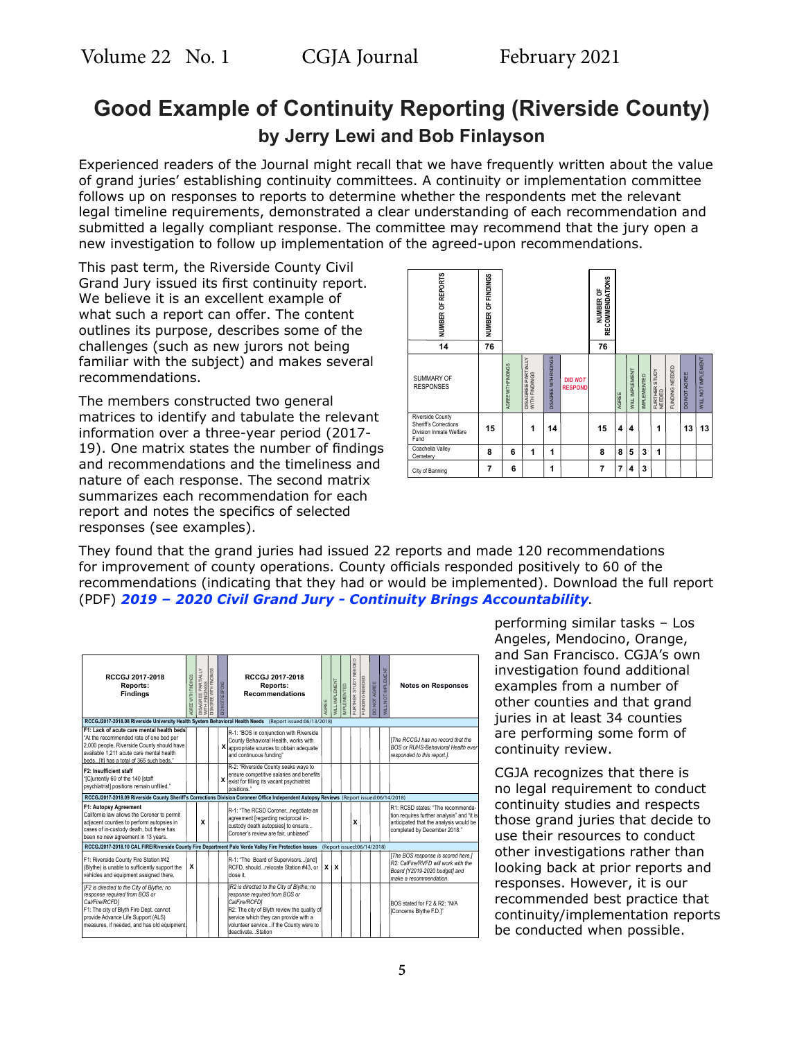# Good Example of Continuity Reporting (Riverside County)

## by Jerry Lewi and Bob Finlayson

Experienced readers of the Journal might recall that we have frequently written about the value of grand juries' establishing continuity committees. A continuity or implementation committee follows up on responses to reports to determine whether the respondents met the relevant legal timeline requirements, demonstrated a clear understanding of each recommendation and submitted a legally compliant response. The committee may recommend that the jury open a new investigation to follow up implementation of the agreed-upon recommendations.

This past term, the Riverside County Civil Grand Jury issued its first continuity report. We believe it is an excellent example of what such a report can offer. The content outlines its purpose, describes some of the challenges (such as new jurors not being familiar with the subject) and makes several recommendations.

The members constructed two general matrices to identify and tabulate the relevant information over a three-year period (2017-19). One matrix states the number of findings and recommendations and the timeliness and nature of each response. The second matrix summarizes each recommendation for each report and notes the specifics of selected responses (see examples).

| NUMBER OF REPORTS | NUMBER OF FINDINGS | | | | | NUMBER OF RECOMMENDATIONS | | | | | | | |
|---|---|---|---|---|---|---|---|---|---|---|---|---|---|
| 14 | 76 | | | | | 76 | | | | | | | |
| SUMMARY OF RESPONSES | | AGREE WITH FINDINGS | DISAGREE PARTIALLY WITH FINDINGS | DISAGREE WITH FINDINGS | DID *NOT* RESPOND | | AGREE | WILL IMPLEMENT | IMPLEMENTED | FURTHER STUDY NEEDED | FUNDING NEEDED | DO NOT AGREE | WILL NOT IMPLEMENT |
| Riverside County Sheriff's Corrections Division Inmate Welfare Fund | 15 | | 1 | 14 | | 15 | 4 | 4 | | 1 | | 13 | 13 |
| Coachella Valley Cemetery | 8 | 6 | 1 | 1 | | 8 | 8 | 5 | 3 | 1 | | | |
| City of Banning | 7 | 6 | | 1 | | 7 | 7 | 4 | 3 | | | | |

They found that the grand juries had issued 22 reports and made 120 recommendations for improvement of county operations. County officials responded positively to 60 of the recommendations (indicating that they had or would be implemented). Download the full report (PDF) ***2019 – 2020 Civil Grand Jury - Continuity Brings Accountability***.

| RCCGJ 2017-2018 Reports: Findings | AGREE WITH FINDINGS | DISAGREE PARTIALLY WITH FINDINGS | DISAGREE WITH FINDINGS | DID NOT RESPOND | RCCGJ 2017-2018 Reports: Recommendations | AGREE | WILL IMPLEMENT | IMPLEMENTED | FURTHER STUDY NEEDED | FUNDING NEEDED | DO NOT AGREE | WILL NOT IMPLEMENT | Notes on Responses |
|---|---|---|---|---|---|---|---|---|---|---|---|---|---|
| **RCCGJ2017-2018.08 Riverside University Health System Behavioral Health Needs** (Report issued:06/13/2018) | | | | | | | | | | | | | |
| **F1: Lack of acute care mental health beds** "At the recommended rate of one bed per 2,000 people, Riverside County should have available 1,211 acute care mental health beds...[It] has a total of 365 such beds." | | | | X | R-1: "BOS in conjunction with Riverside County Behavioral Health, works with appropriate sources to obtain adequate and continuous funding" | | | | | | | | *[The RCCGJ has no record that the BOS or RUHS-Behavioral Health ever responded to this report.].* |
| **F2: Insufficient staff** "[C]urrently 60 of the 140 [staff psychiatrist] positions remain unfilled." | | | | X | R-2: "Riverside County seeks ways to ensure competitive salaries and benefits exist for filling its vacant psychiatrist positions." | | | | | | | | |
| **RCCGJ2017-2018.09 Riverside County Sheriff's Corrections Division Coroner Office Independent Autopsy Reviews** (Report issued:06/14/2018) | | | | | | | | | | | | | |
| **F1: Autopsy Agreement** California law allows the Coroner to permit adjacent counties to perform autopsies in cases of in-custody death, but there has been no new agreement in 13 years. | | X | | | R-1: "The RCSD Coroner...negotiate an agreement [regarding reciprocal in-custody death autopsies] to ensure... Coroner's review are fair, unbiased" | | | | X | | | | R1: RCSD states: "The recommendation requires further analysis" and "it is anticipated that the analysis would be completed by December 2018." |
| **RCCGJ2017-2018.10 CAL FIRE/Riverside County Fire Department Palo Verde Valley Fire Protection Issues** (Report issued:06/14/2018) | | | | | | | | | | | | | |
| F1: Riverside County Fire Station #42 (Blythe) is unable to sufficiently support the vehicles and equipment assigned there. | X | | | | R-1: "The Board of Supervisors...[and] RCFD, should...relocate Station #43, or close it. | X | X | | | | | | *[The BOS response is scored here.] R2: CalFire/RVFD will work with the Board [Y2019-2020 budget] and make a recommendation.* |
| *[F2 is directed to the City of Blythe; no response required from BOS or Cal/Fire/RCFD]* F1: The city of Blyth Fire Dept. cannot provide Advance Life Support (ALS) measures, if needed, and has old equipment. | | | | | *[R2 is directed to the City of Blythe; no response required from BOS or CalFire/RCFD]* R2: The city of Blyth review the quality of service which they can provide with a volunteer service...if the County were to deactivate...Station | | | | | | | | BOS stated for F2 & R2: "N/A [Concerns Blythe F.D.]" |

performing similar tasks – Los Angeles, Mendocino, Orange, and San Francisco. CGJA's own investigation found additional examples from a number of other counties and that grand juries in at least 34 counties are performing some form of continuity review.

CGJA recognizes that there is no legal requirement to conduct continuity studies and respects those grand juries that decide to use their resources to conduct other investigations rather than looking back at prior reports and responses. However, it is our recommended best practice that continuity/implementation reports be conducted when possible.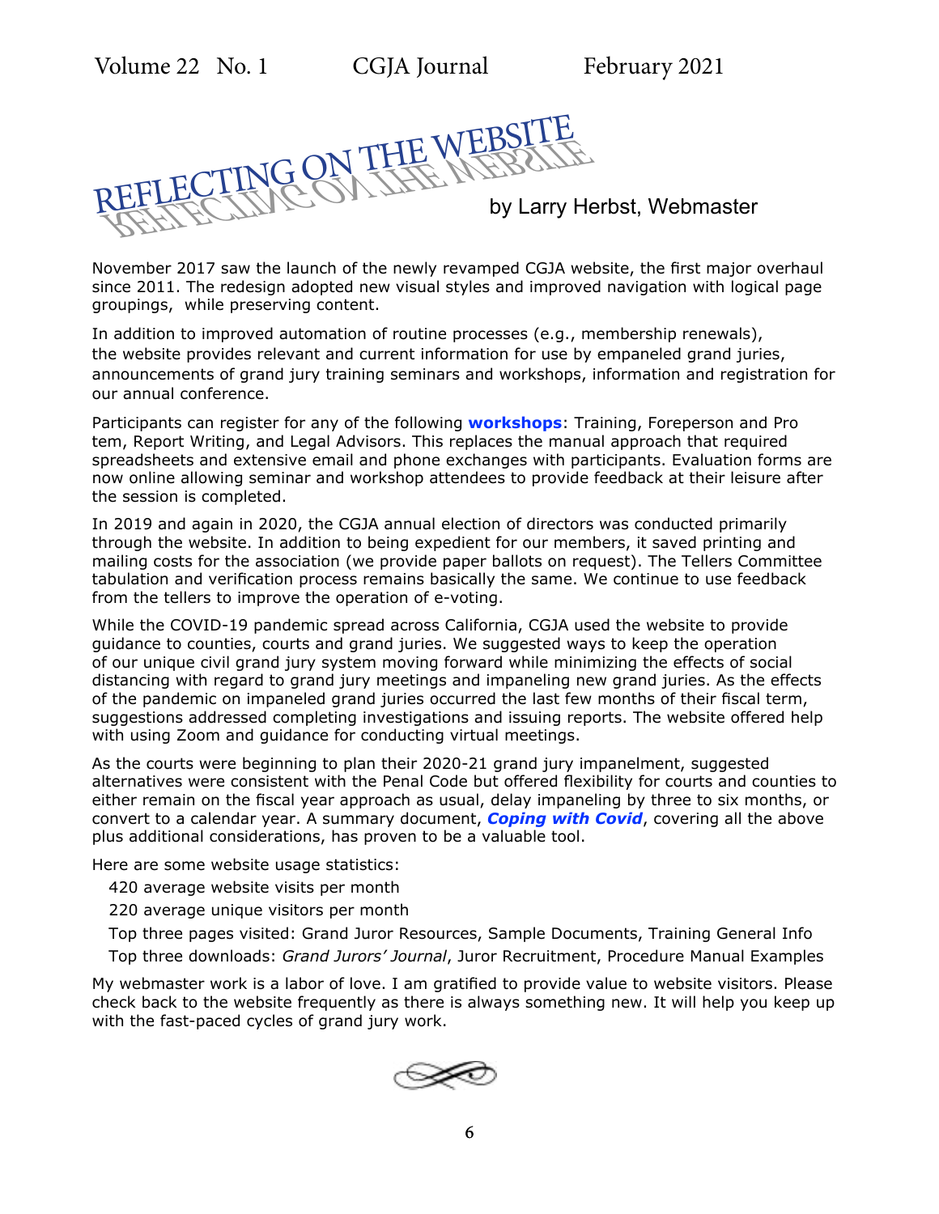# REFLECTING ON THE WEBSITE

by Larry Herbst, Webmaster

November 2017 saw the launch of the newly revamped CGJA website, the first major overhaul since 2011. The redesign adopted new visual styles and improved navigation with logical page groupings, while preserving content.

In addition to improved automation of routine processes (e.g., membership renewals), the website provides relevant and current information for use by empaneled grand juries, announcements of grand jury training seminars and workshops, information and registration for our annual conference.

Participants can register for any of the following **workshops**: Training, Foreperson and Pro tem, Report Writing, and Legal Advisors. This replaces the manual approach that required spreadsheets and extensive email and phone exchanges with participants. Evaluation forms are now online allowing seminar and workshop attendees to provide feedback at their leisure after the session is completed.

In 2019 and again in 2020, the CGJA annual election of directors was conducted primarily through the website. In addition to being expedient for our members, it saved printing and mailing costs for the association (we provide paper ballots on request). The Tellers Committee tabulation and verification process remains basically the same. We continue to use feedback from the tellers to improve the operation of e-voting.

While the COVID-19 pandemic spread across California, CGJA used the website to provide guidance to counties, courts and grand juries. We suggested ways to keep the operation of our unique civil grand jury system moving forward while minimizing the effects of social distancing with regard to grand jury meetings and impaneling new grand juries. As the effects of the pandemic on impaneled grand juries occurred the last few months of their fiscal term, suggestions addressed completing investigations and issuing reports. The website offered help with using Zoom and guidance for conducting virtual meetings.

As the courts were beginning to plan their 2020-21 grand jury impanelment, suggested alternatives were consistent with the Penal Code but offered flexibility for courts and counties to either remain on the fiscal year approach as usual, delay impaneling by three to six months, or convert to a calendar year. A summary document, ***Coping with Covid***, covering all the above plus additional considerations, has proven to be a valuable tool.

Here are some website usage statistics:

- 420 average website visits per month
- 220 average unique visitors per month
- Top three pages visited: Grand Juror Resources, Sample Documents, Training General Info
- Top three downloads: *Grand Jurors' Journal*, Juror Recruitment, Procedure Manual Examples

My webmaster work is a labor of love. I am gratified to provide value to website visitors. Please check back to the website frequently as there is always something new. It will help you keep up with the fast-paced cycles of grand jury work.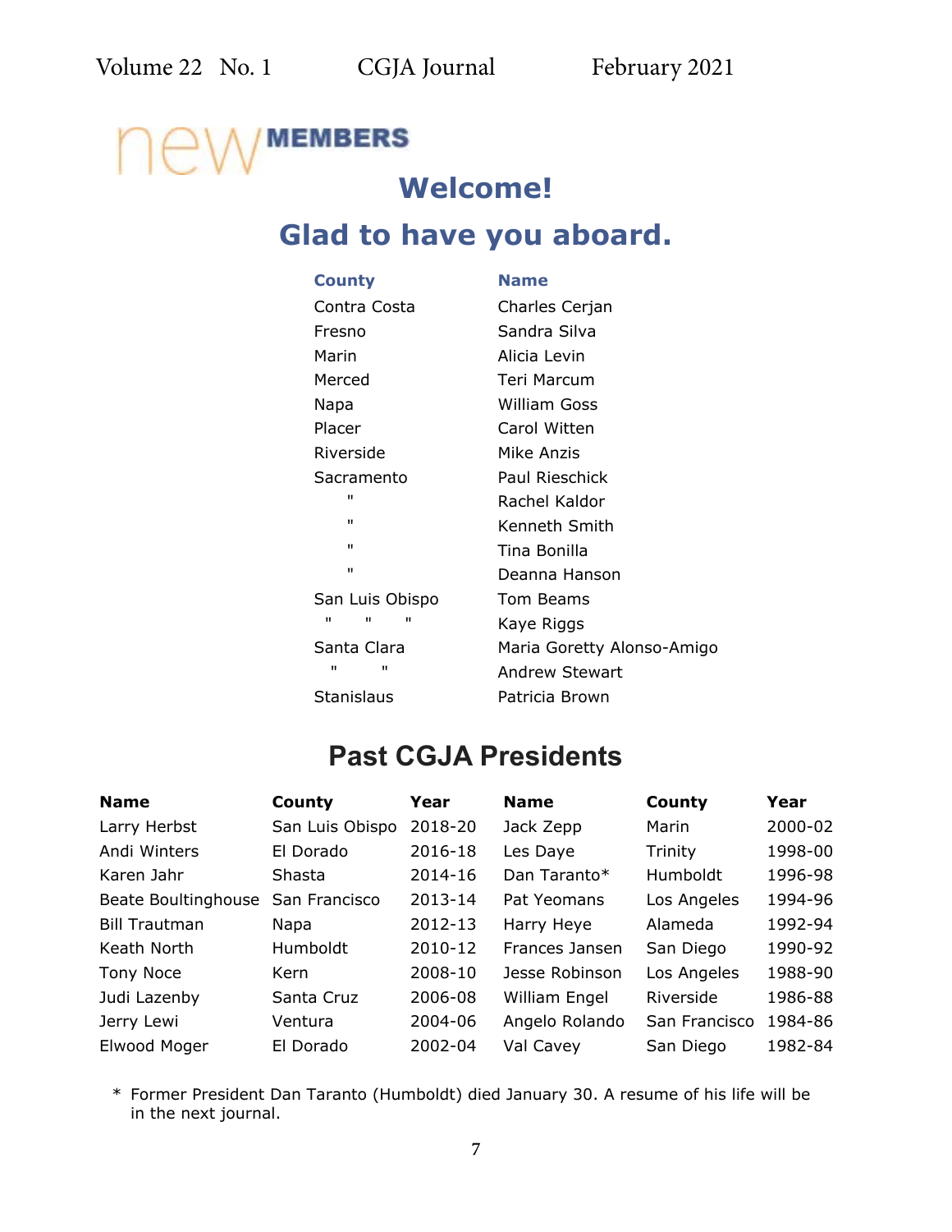## new MEMBERS

## Welcome!

## Glad to have you aboard.

| County | Name |
|---|---|
| Contra Costa | Charles Cerjan |
| Fresno | Sandra Silva |
| Marin | Alicia Levin |
| Merced | Teri Marcum |
| Napa | William Goss |
| Placer | Carol Witten |
| Riverside | Mike Anzis |
| Sacramento | Paul Rieschick |
| " | Rachel Kaldor |
| " | Kenneth Smith |
| " | Tina Bonilla |
| " | Deanna Hanson |
| San Luis Obispo | Tom Beams |
| " " " | Kaye Riggs |
| Santa Clara | Maria Goretty Alonso-Amigo |
| " " | Andrew Stewart |
| Stanislaus | Patricia Brown |

## Past CGJA Presidents

| Name | County | Year | Name | County | Year |
|---|---|---|---|---|---|
| Larry Herbst | San Luis Obispo | 2018-20 | Jack Zepp | Marin | 2000-02 |
| Andi Winters | El Dorado | 2016-18 | Les Daye | Trinity | 1998-00 |
| Karen Jahr | Shasta | 2014-16 | Dan Taranto* | Humboldt | 1996-98 |
| Beate Boultinghouse | San Francisco | 2013-14 | Pat Yeomans | Los Angeles | 1994-96 |
| Bill Trautman | Napa | 2012-13 | Harry Heye | Alameda | 1992-94 |
| Keath North | Humboldt | 2010-12 | Frances Jansen | San Diego | 1990-92 |
| Tony Noce | Kern | 2008-10 | Jesse Robinson | Los Angeles | 1988-90 |
| Judi Lazenby | Santa Cruz | 2006-08 | William Engel | Riverside | 1986-88 |
| Jerry Lewi | Ventura | 2004-06 | Angelo Rolando | San Francisco | 1984-86 |
| Elwood Moger | El Dorado | 2002-04 | Val Cavey | San Diego | 1982-84 |

\* Former President Dan Taranto (Humboldt) died January 30. A resume of his life will be in the next journal.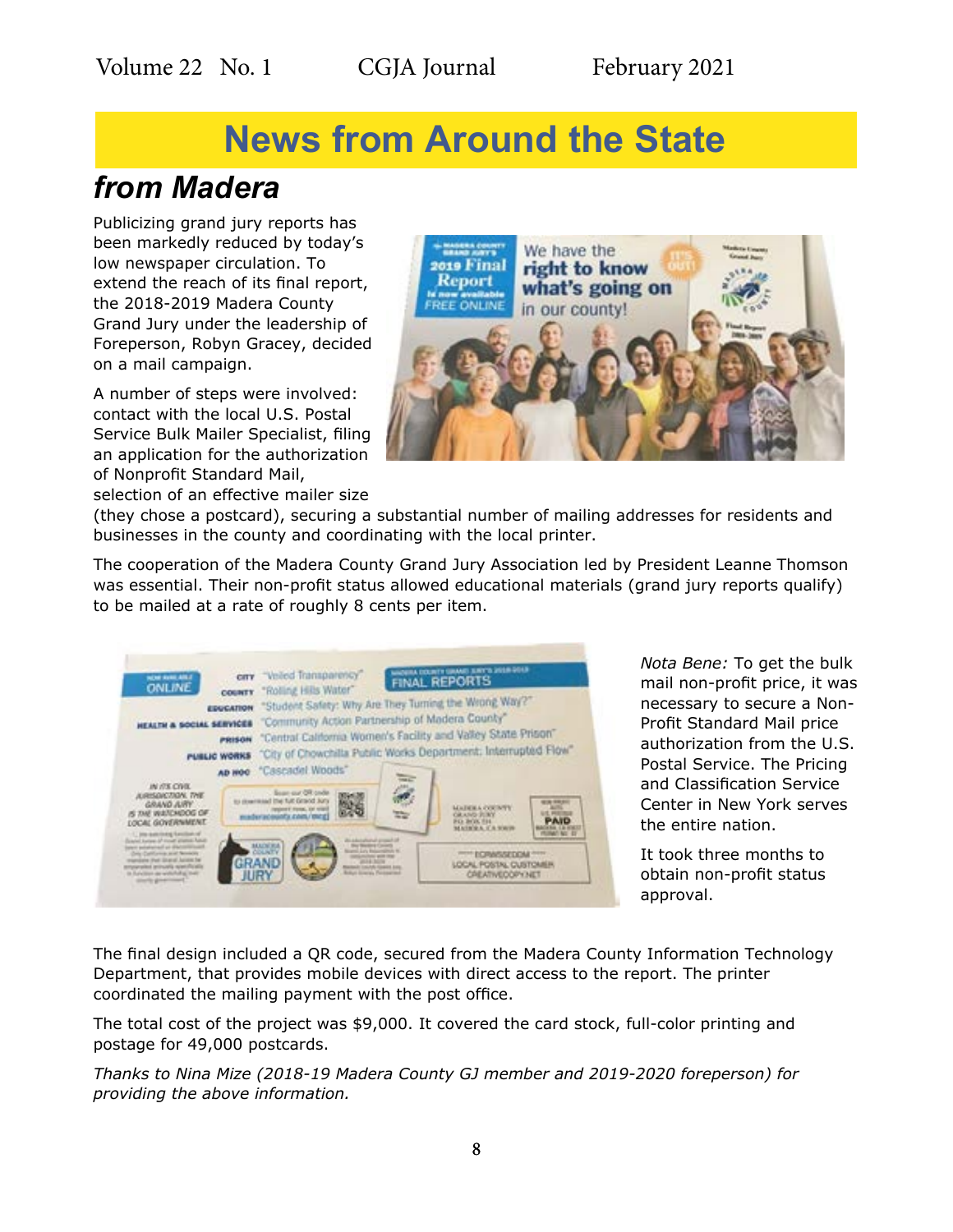# News from Around the State

## *from Madera*

Publicizing grand jury reports has been markedly reduced by today's low newspaper circulation. To extend the reach of its final report, the 2018-2019 Madera County Grand Jury under the leadership of Foreperson, Robyn Gracey, decided on a mail campaign.

A number of steps were involved: contact with the local U.S. Postal Service Bulk Mailer Specialist, filing an application for the authorization of Nonprofit Standard Mail, selection of an effective mailer size (they chose a postcard), securing a substantial number of mailing addresses for residents and businesses in the county and coordinating with the local printer.

The cooperation of the Madera County Grand Jury Association led by President Leanne Thomson was essential. Their non-profit status allowed educational materials (grand jury reports qualify) to be mailed at a rate of roughly 8 cents per item.

*Nota Bene:* To get the bulk mail non-profit price, it was necessary to secure a Non-Profit Standard Mail price authorization from the U.S. Postal Service. The Pricing and Classification Service Center in New York serves the entire nation.

It took three months to obtain non-profit status approval.

The final design included a QR code, secured from the Madera County Information Technology Department, that provides mobile devices with direct access to the report. The printer coordinated the mailing payment with the post office.

The total cost of the project was $9,000. It covered the card stock, full-color printing and postage for 49,000 postcards.

*Thanks to Nina Mize (2018-19 Madera County GJ member and 2019-2020 foreperson) for providing the above information.*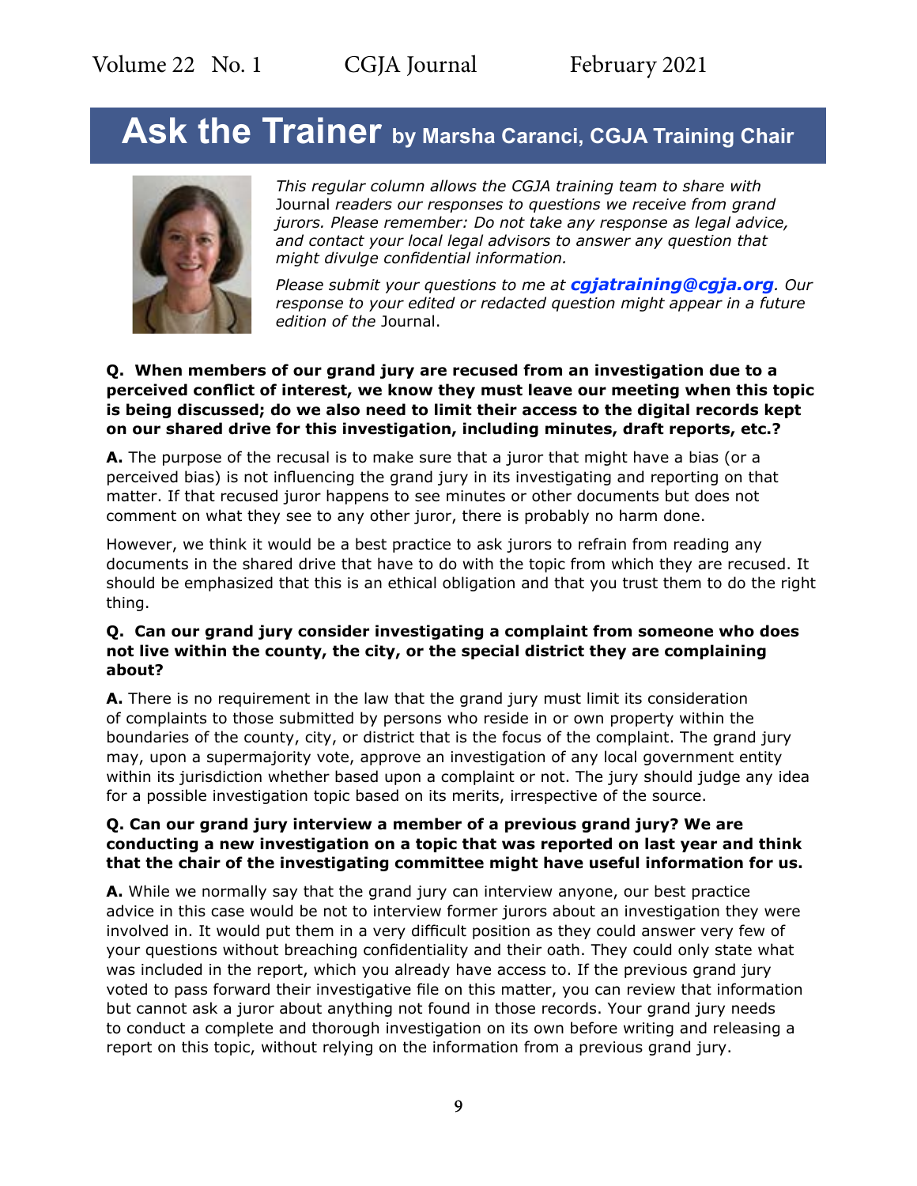# Ask the Trainer by Marsha Caranci, CGJA Training Chair

*This regular column allows the CGJA training team to share with* Journal *readers our responses to questions we receive from grand jurors. Please remember: Do not take any response as legal advice, and contact your local legal advisors to answer any question that might divulge confidential information.*

*Please submit your questions to me at* ***cgjatraining@cgja.org****. Our response to your edited or redacted question might appear in a future edition of the* Journal.

**Q. When members of our grand jury are recused from an investigation due to a perceived conflict of interest, we know they must leave our meeting when this topic is being discussed; do we also need to limit their access to the digital records kept on our shared drive for this investigation, including minutes, draft reports, etc.?**

**A.** The purpose of the recusal is to make sure that a juror that might have a bias (or a perceived bias) is not influencing the grand jury in its investigating and reporting on that matter. If that recused juror happens to see minutes or other documents but does not comment on what they see to any other juror, there is probably no harm done.

However, we think it would be a best practice to ask jurors to refrain from reading any documents in the shared drive that have to do with the topic from which they are recused. It should be emphasized that this is an ethical obligation and that you trust them to do the right thing.

**Q. Can our grand jury consider investigating a complaint from someone who does not live within the county, the city, or the special district they are complaining about?**

**A.** There is no requirement in the law that the grand jury must limit its consideration of complaints to those submitted by persons who reside in or own property within the boundaries of the county, city, or district that is the focus of the complaint. The grand jury may, upon a supermajority vote, approve an investigation of any local government entity within its jurisdiction whether based upon a complaint or not. The jury should judge any idea for a possible investigation topic based on its merits, irrespective of the source.

**Q. Can our grand jury interview a member of a previous grand jury? We are conducting a new investigation on a topic that was reported on last year and think that the chair of the investigating committee might have useful information for us.**

**A.** While we normally say that the grand jury can interview anyone, our best practice advice in this case would be not to interview former jurors about an investigation they were involved in. It would put them in a very difficult position as they could answer very few of your questions without breaching confidentiality and their oath. They could only state what was included in the report, which you already have access to. If the previous grand jury voted to pass forward their investigative file on this matter, you can review that information but cannot ask a juror about anything not found in those records. Your grand jury needs to conduct a complete and thorough investigation on its own before writing and releasing a report on this topic, without relying on the information from a previous grand jury.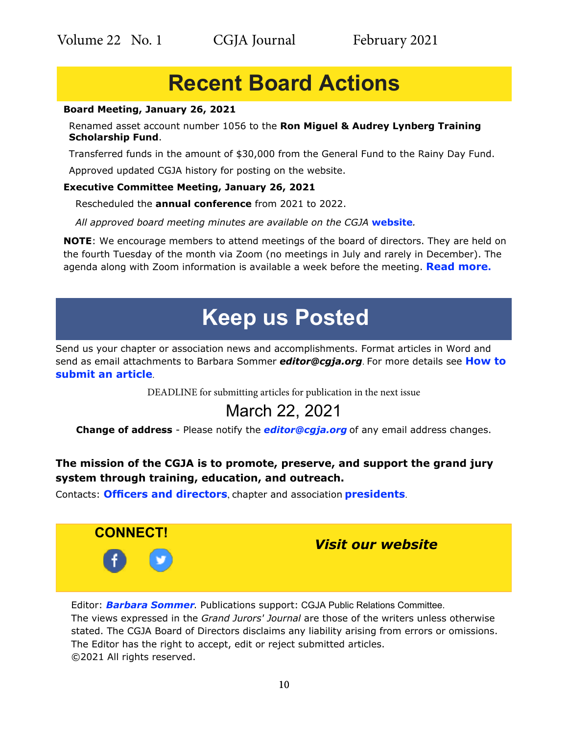# Recent Board Actions

**Board Meeting, January 26, 2021**

Renamed asset account number 1056 to the **Ron Miguel & Audrey Lynberg Training Scholarship Fund**.

Transferred funds in the amount of $30,000 from the General Fund to the Rainy Day Fund.

Approved updated CGJA history for posting on the website.

**Executive Committee Meeting, January 26, 2021**

Rescheduled the **annual conference** from 2021 to 2022.

*All approved board meeting minutes are available on the CGJA* ***website****.*

**NOTE**: We encourage members to attend meetings of the board of directors. They are held on the fourth Tuesday of the month via Zoom (no meetings in July and rarely in December). The agenda along with Zoom information is available a week before the meeting. **Read more.**

# Keep us Posted

Send us your chapter or association news and accomplishments. Format articles in Word and send as email attachments to Barbara Sommer ***editor@cgja.org***. For more details see **How to submit an article**.

DEADLINE for submitting articles for publication in the next issue

March 22, 2021

**Change of address** - Please notify the ***editor@cgja.org*** of any email address changes.

**The mission of the CGJA is to promote, preserve, and support the grand jury system through training, education, and outreach.**

Contacts: **Officers and directors**, chapter and association **presidents**.

**CONNECT!**

***Visit our website***

Editor: ***Barbara Sommer***. Publications support: CGJA Public Relations Committee.
The views expressed in the *Grand Jurors' Journal* are those of the writers unless otherwise stated. The CGJA Board of Directors disclaims any liability arising from errors or omissions. The Editor has the right to accept, edit or reject submitted articles.
©2021 All rights reserved.